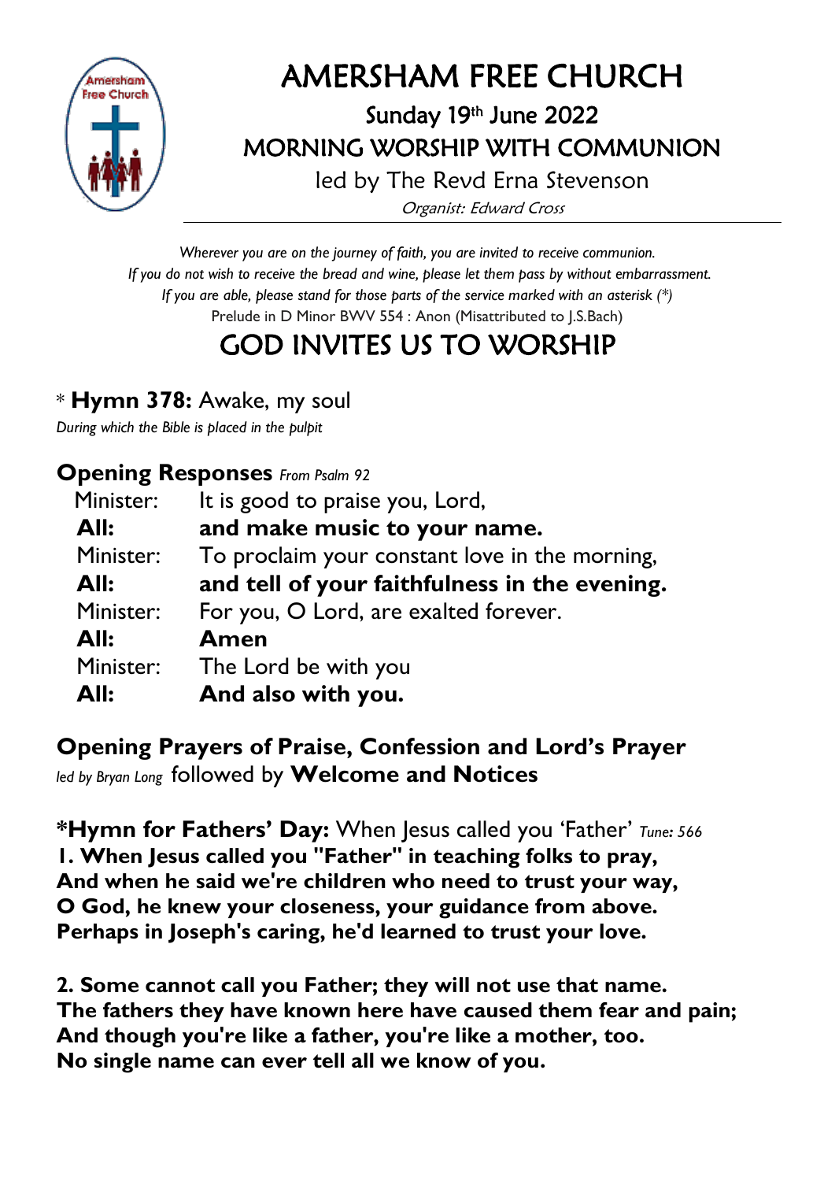# AMERSHAM FREE CHURCH

## Sunday 19th June 2022
## MORNING WORSHIP WITH COMMUNION

led by The Revd Erna Stevenson

*Organist: Edward Cross*

---

*Wherever you are on the journey of faith, you are invited to receive communion.*
*If you do not wish to receive the bread and wine, please let them pass by without embarrassment.*
*If you are able, please stand for those parts of the service marked with an asterisk (*)*

Prelude in D Minor BWV 554 : Anon (Misattributed to J.S.Bach)

# GOD INVITES US TO WORSHIP

\* **Hymn 378:** Awake, my soul
*During which the Bible is placed in the pulpit*

**Opening Responses** *From Psalm 92*

Minister: It is good to praise you, Lord,
**All: and make music to your name.**
Minister: To proclaim your constant love in the morning,
**All: and tell of your faithfulness in the evening.**
Minister: For you, O Lord, are exalted forever.
**All: Amen**
Minister: The Lord be with you
**All: And also with you.**

**Opening Prayers of Praise, Confession and Lord's Prayer**
*led by Bryan Long* followed by **Welcome and Notices**

**\*Hymn for Fathers' Day:** When Jesus called you 'Father' *Tune: 566*

**1. When Jesus called you "Father" in teaching folks to pray,**
**And when he said we're children who need to trust your way,**
**O God, he knew your closeness, your guidance from above.**
**Perhaps in Joseph's caring, he'd learned to trust your love.**

**2. Some cannot call you Father; they will not use that name.**
**The fathers they have known here have caused them fear and pain;**
**And though you're like a father, you're like a mother, too.**
**No single name can ever tell all we know of you.**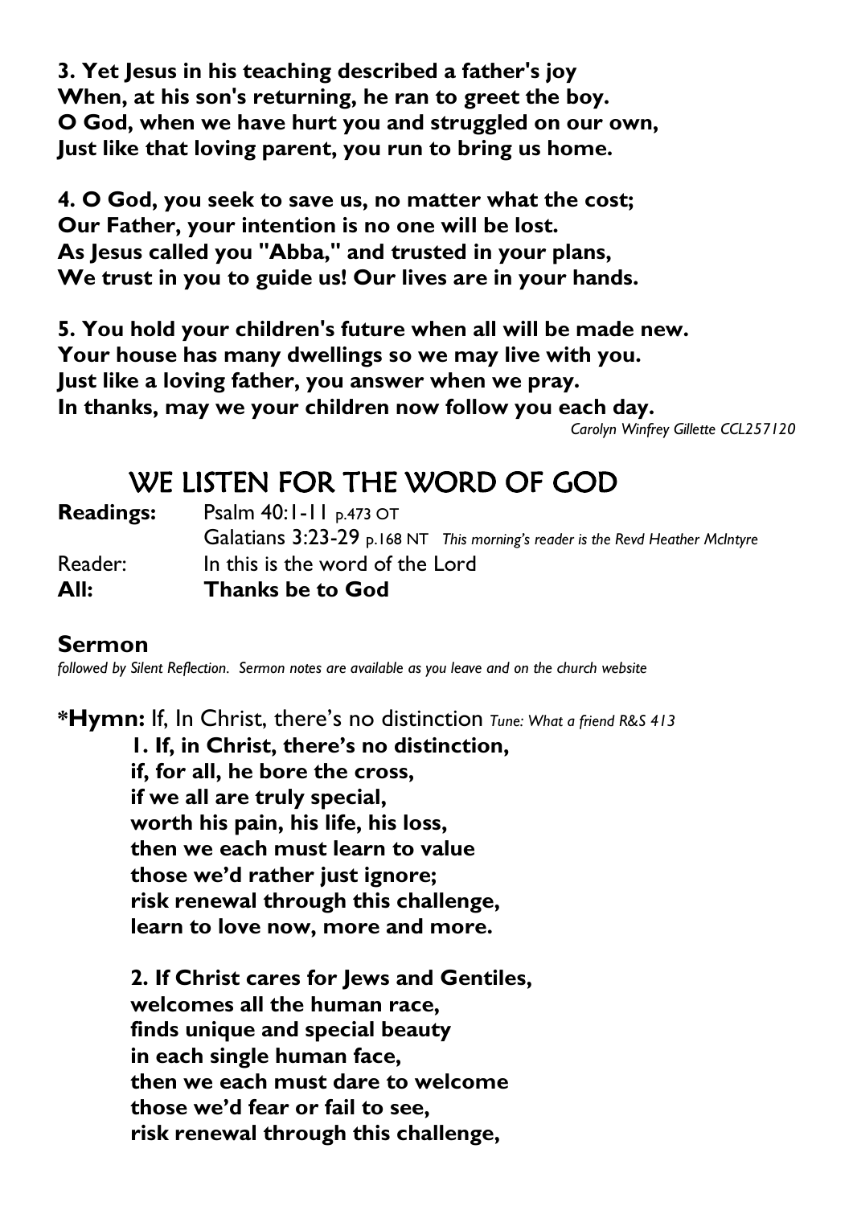**3. Yet Jesus in his teaching described a father's joy**
**When, at his son's returning, he ran to greet the boy.**
**O God, when we have hurt you and struggled on our own,**
**Just like that loving parent, you run to bring us home.**

**4. O God, you seek to save us, no matter what the cost;**
**Our Father, your intention is no one will be lost.**
**As Jesus called you "Abba," and trusted in your plans,**
**We trust in you to guide us! Our lives are in your hands.**

**5. You hold your children's future when all will be made new.**
**Your house has many dwellings so we may live with you.**
**Just like a loving father, you answer when we pray.**
**In thanks, may we your children now follow you each day.**

*Carolyn Winfrey Gillette CCL257120*

# WE LISTEN FOR THE WORD OF GOD

**Readings:** Psalm 40:1-11 p.473 OT
Galatians 3:23-29 p.168 NT *This morning's reader is the Revd Heather McIntyre*

Reader: In this is the word of the Lord
**All: Thanks be to God**

## Sermon

*followed by Silent Reflection. Sermon notes are available as you leave and on the church website*

***Hymn:** If, In Christ, there's no distinction *Tune: What a friend R&S 413*

**1. If, in Christ, there's no distinction,**
**if, for all, he bore the cross,**
**if we all are truly special,**
**worth his pain, his life, his loss,**
**then we each must learn to value**
**those we'd rather just ignore;**
**risk renewal through this challenge,**
**learn to love now, more and more.**

**2. If Christ cares for Jews and Gentiles,**
**welcomes all the human race,**
**finds unique and special beauty**
**in each single human face,**
**then we each must dare to welcome**
**those we'd fear or fail to see,**
**risk renewal through this challenge,**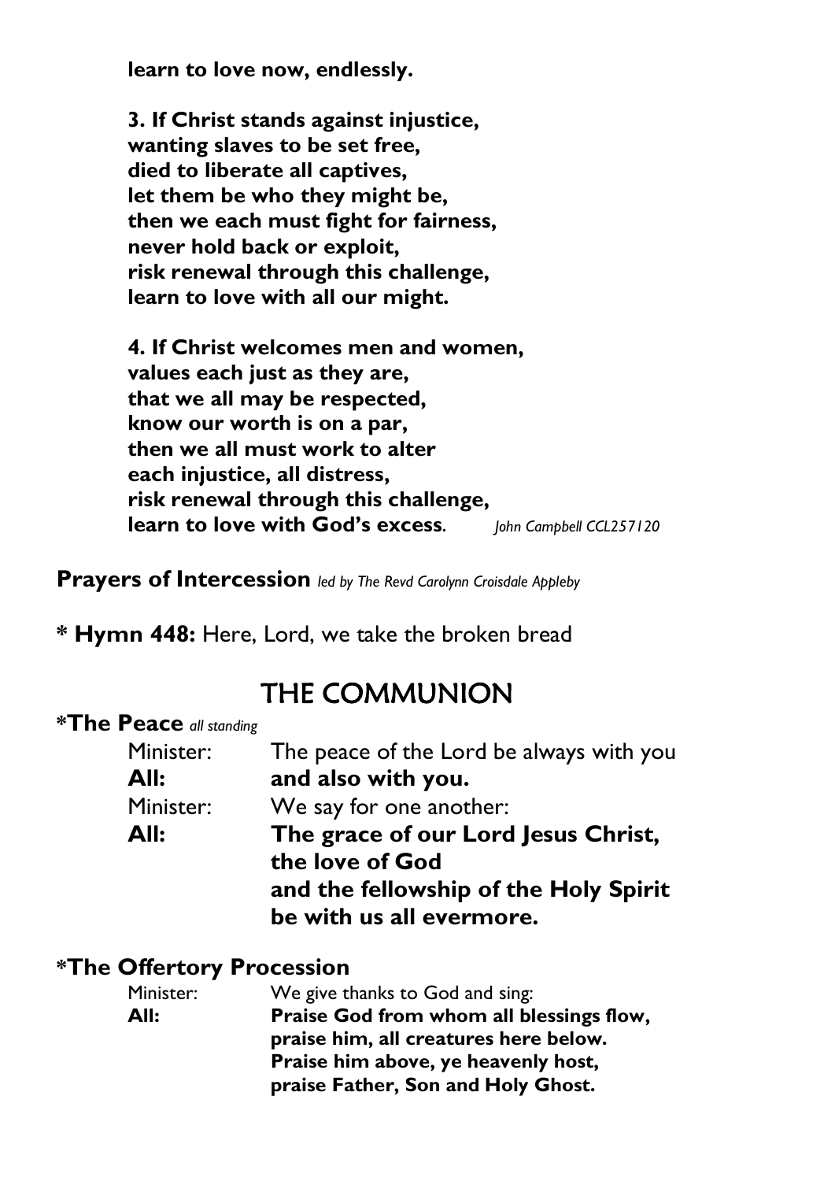**learn to love now, endlessly.**

**3. If Christ stands against injustice,**
**wanting slaves to be set free,**
**died to liberate all captives,**
**let them be who they might be,**
**then we each must fight for fairness,**
**never hold back or exploit,**
**risk renewal through this challenge,**
**learn to love with all our might.**

**4. If Christ welcomes men and women,**
**values each just as they are,**
**that we all may be respected,**
**know our worth is on a par,**
**then we all must work to alter**
**each injustice, all distress,**
**risk renewal through this challenge,**
**learn to love with God's excess**. *John Campbell CCL257120*

**Prayers of Intercession** *led by The Revd Carolynn Croisdale Appleby*

*** Hymn 448:** Here, Lord, we take the broken bread

## THE COMMUNION

***The Peace** *all standing*

Minister: The peace of the Lord be always with you
**All: and also with you.**
Minister: We say for one another:
**All: The grace of our Lord Jesus Christ,**
**the love of God**
**and the fellowship of the Holy Spirit**
**be with us all evermore.**

***The Offertory Procession**

Minister: We give thanks to God and sing:
**All: Praise God from whom all blessings flow,**
**praise him, all creatures here below.**
**Praise him above, ye heavenly host,**
**praise Father, Son and Holy Ghost.**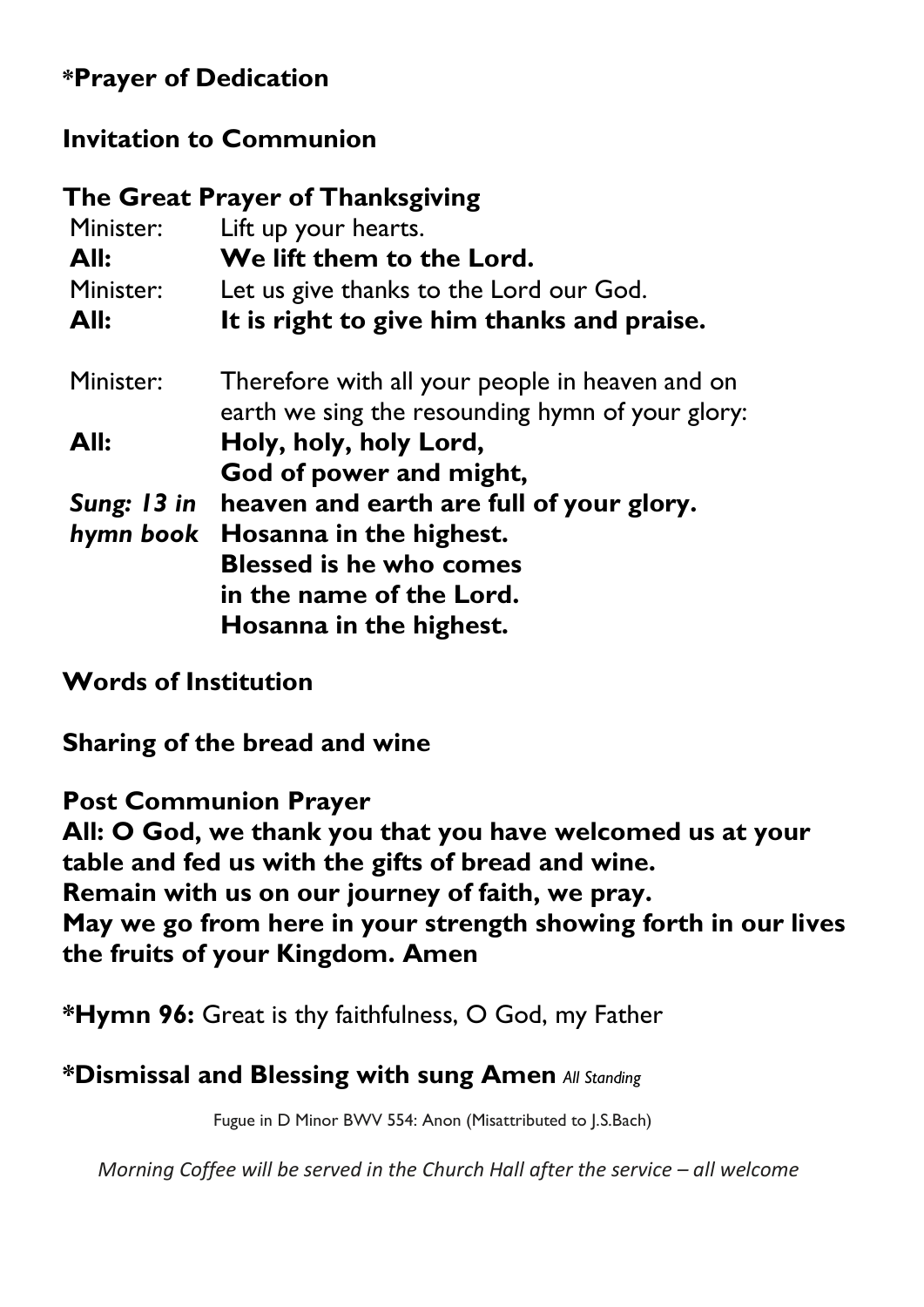**\*Prayer of Dedication**

**Invitation to Communion**

**The Great Prayer of Thanksgiving**

| | |
|---|---|
| Minister: | Lift up your hearts. |
| **All:** | **We lift them to the Lord.** |
| Minister: | Let us give thanks to the Lord our God. |
| **All:** | **It is right to give him thanks and praise.** |
| Minister: | Therefore with all your people in heaven and on earth we sing the resounding hymn of your glory: |
| **All:** | **Holy, holy, holy Lord,** |
| | **God of power and might,** |
| ***Sung: 13 in*** | **heaven and earth are full of your glory.** |
| ***hymn book*** | **Hosanna in the highest.** |
| | **Blessed is he who comes** |
| | **in the name of the Lord.** |
| | **Hosanna in the highest.** |

**Words of Institution**

**Sharing of the bread and wine**

**Post Communion Prayer**

**All: O God, we thank you that you have welcomed us at your table and fed us with the gifts of bread and wine.**
**Remain with us on our journey of faith, we pray.**
**May we go from here in your strength showing forth in our lives the fruits of your Kingdom. Amen**

**\*Hymn 96:** Great is thy faithfulness, O God, my Father

**\*Dismissal and Blessing with sung Amen** *All Standing*

Fugue in D Minor BWV 554: Anon (Misattributed to J.S.Bach)

*Morning Coffee will be served in the Church Hall after the service – all welcome*